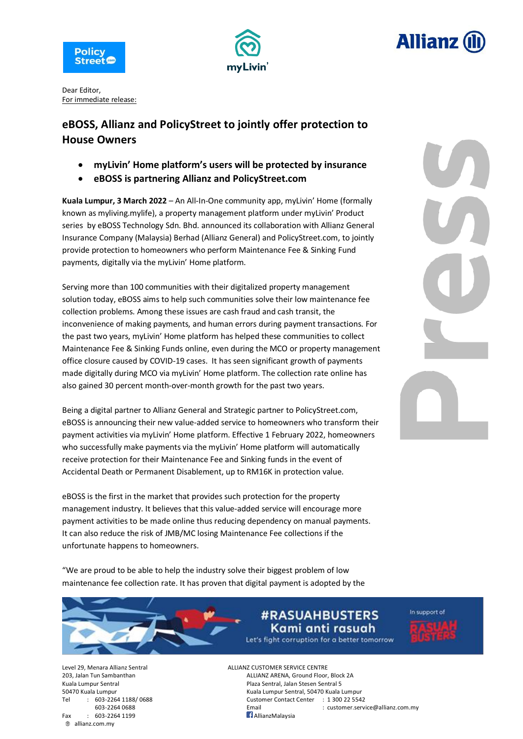Dear Editor,
For immediate release:

# eBOSS, Allianz and PolicyStreet to jointly offer protection to House Owners

- **myLivin' Home platform's users will be protected by insurance**
- **eBOSS is partnering Allianz and PolicyStreet.com**

**Kuala Lumpur, 3 March 2022** – An All-In-One community app, myLivin' Home (formally known as myliving.mylife), a property management platform under myLivin' Product series by eBOSS Technology Sdn. Bhd. announced its collaboration with Allianz General Insurance Company (Malaysia) Berhad (Allianz General) and PolicyStreet.com, to jointly provide protection to homeowners who perform Maintenance Fee & Sinking Fund payments, digitally via the myLivin' Home platform.

Serving more than 100 communities with their digitalized property management solution today, eBOSS aims to help such communities solve their low maintenance fee collection problems. Among these issues are cash fraud and cash transit, the inconvenience of making payments, and human errors during payment transactions. For the past two years, myLivin' Home platform has helped these communities to collect Maintenance Fee & Sinking Funds online, even during the MCO or property management office closure caused by COVID-19 cases. It has seen significant growth of payments made digitally during MCO via myLivin' Home platform. The collection rate online has also gained 30 percent month-over-month growth for the past two years.

Being a digital partner to Allianz General and Strategic partner to PolicyStreet.com, eBOSS is announcing their new value-added service to homeowners who transform their payment activities via myLivin' Home platform. Effective 1 February 2022, homeowners who successfully make payments via the myLivin' Home platform will automatically receive protection for their Maintenance Fee and Sinking funds in the event of Accidental Death or Permanent Disablement, up to RM16K in protection value.

eBOSS is the first in the market that provides such protection for the property management industry. It believes that this value-added service will encourage more payment activities to be made online thus reducing dependency on manual payments. It can also reduce the risk of JMB/MC losing Maintenance Fee collections if the unfortunate happens to homeowners.

"We are proud to be able to help the industry solve their biggest problem of low maintenance fee collection rate. It has proven that digital payment is adopted by the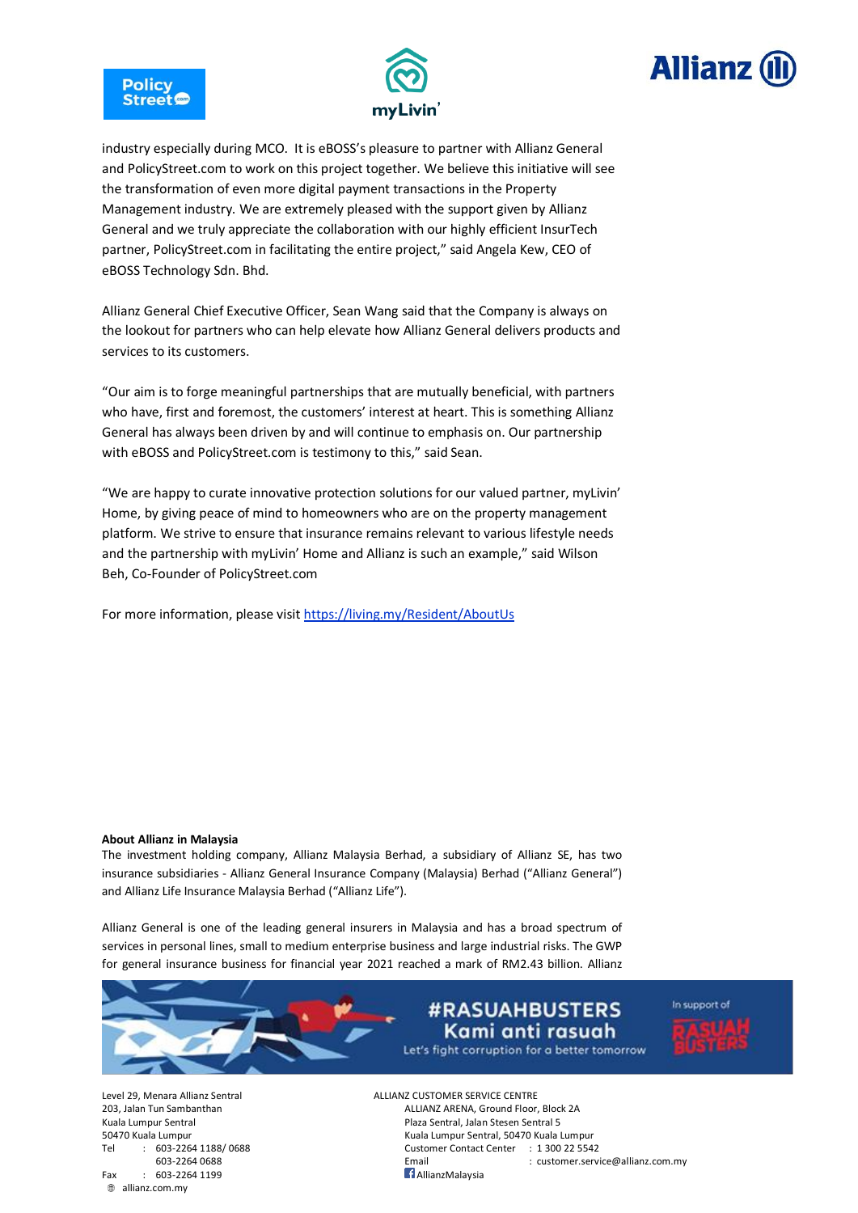industry especially during MCO. It is eBOSS's pleasure to partner with Allianz General and PolicyStreet.com to work on this project together. We believe this initiative will see the transformation of even more digital payment transactions in the Property Management industry. We are extremely pleased with the support given by Allianz General and we truly appreciate the collaboration with our highly efficient InsurTech partner, PolicyStreet.com in facilitating the entire project," said Angela Kew, CEO of eBOSS Technology Sdn. Bhd.

Allianz General Chief Executive Officer, Sean Wang said that the Company is always on the lookout for partners who can help elevate how Allianz General delivers products and services to its customers.

"Our aim is to forge meaningful partnerships that are mutually beneficial, with partners who have, first and foremost, the customers' interest at heart. This is something Allianz General has always been driven by and will continue to emphasis on. Our partnership with eBOSS and PolicyStreet.com is testimony to this," said Sean.

"We are happy to curate innovative protection solutions for our valued partner, myLivin' Home, by giving peace of mind to homeowners who are on the property management platform. We strive to ensure that insurance remains relevant to various lifestyle needs and the partnership with myLivin' Home and Allianz is such an example," said Wilson Beh, Co-Founder of PolicyStreet.com

For more information, please visit https://living.my/Resident/AboutUs

**About Allianz in Malaysia**

The investment holding company, Allianz Malaysia Berhad, a subsidiary of Allianz SE, has two insurance subsidiaries - Allianz General Insurance Company (Malaysia) Berhad ("Allianz General") and Allianz Life Insurance Malaysia Berhad ("Allianz Life").

Allianz General is one of the leading general insurers in Malaysia and has a broad spectrum of services in personal lines, small to medium enterprise business and large industrial risks. The GWP for general insurance business for financial year 2021 reached a mark of RM2.43 billion. Allianz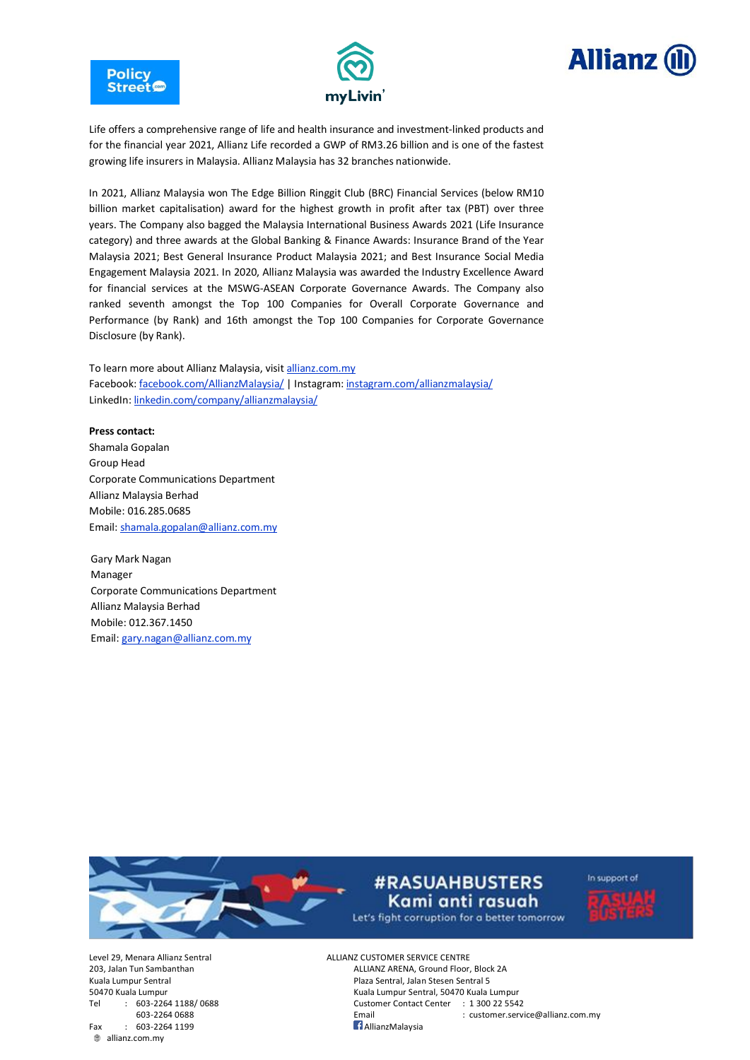Life offers a comprehensive range of life and health insurance and investment-linked products and for the financial year 2021, Allianz Life recorded a GWP of RM3.26 billion and is one of the fastest growing life insurers in Malaysia. Allianz Malaysia has 32 branches nationwide.

In 2021, Allianz Malaysia won The Edge Billion Ringgit Club (BRC) Financial Services (below RM10 billion market capitalisation) award for the highest growth in profit after tax (PBT) over three years. The Company also bagged the Malaysia International Business Awards 2021 (Life Insurance category) and three awards at the Global Banking & Finance Awards: Insurance Brand of the Year Malaysia 2021; Best General Insurance Product Malaysia 2021; and Best Insurance Social Media Engagement Malaysia 2021. In 2020, Allianz Malaysia was awarded the Industry Excellence Award for financial services at the MSWG-ASEAN Corporate Governance Awards. The Company also ranked seventh amongst the Top 100 Companies for Overall Corporate Governance and Performance (by Rank) and 16th amongst the Top 100 Companies for Corporate Governance Disclosure (by Rank).

To learn more about Allianz Malaysia, visit allianz.com.my
Facebook: facebook.com/AllianzMalaysia/ | Instagram: instagram.com/allianzmalaysia/
LinkedIn: linkedin.com/company/allianzmalaysia/

**Press contact:**
Shamala Gopalan
Group Head
Corporate Communications Department
Allianz Malaysia Berhad
Mobile: 016.285.0685
Email: shamala.gopalan@allianz.com.my

Gary Mark Nagan
Manager
Corporate Communications Department
Allianz Malaysia Berhad
Mobile: 012.367.1450
Email: gary.nagan@allianz.com.my

#RASUAHBUSTERS
Kami anti rasuah
Let's fight corruption for a better tomorrow
In support of RASUAH BUSTERS

Level 29, Menara Allianz Sentral
203, Jalan Tun Sambanthan
Kuala Lumpur Sentral
50470 Kuala Lumpur
Tel : 603-2264 1188/ 0688
603-2264 0688
Fax : 603-2264 1199
allianz.com.my

ALLIANZ CUSTOMER SERVICE CENTRE
ALLIANZ ARENA, Ground Floor, Block 2A
Plaza Sentral, Jalan Stesen Sentral 5
Kuala Lumpur Sentral, 50470 Kuala Lumpur
Customer Contact Center : 1 300 22 5542
Email : customer.service@allianz.com.my
AllianzMalaysia